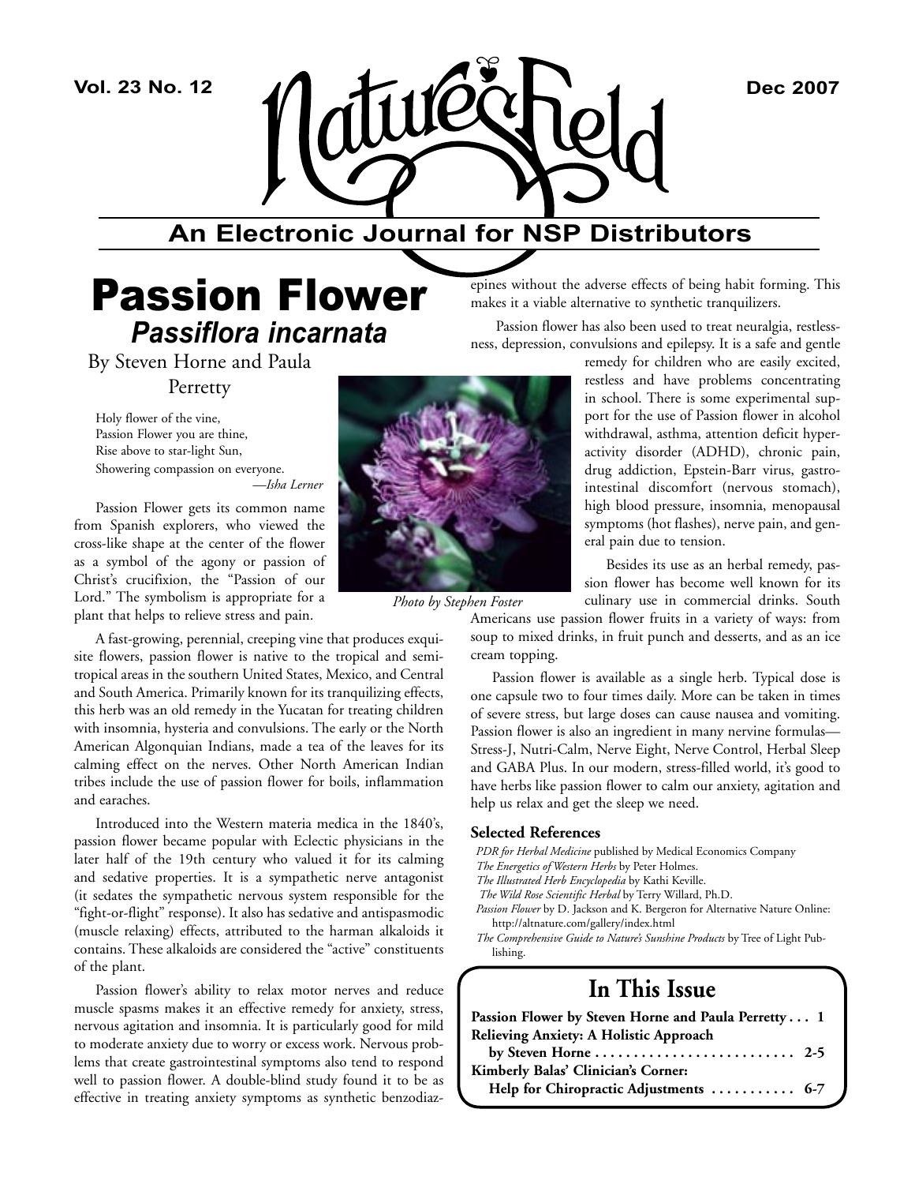# Nature's Field

## An Electronic Journal for NSP Distributors

# Passion Flower

## *Passiflora incarnata*

By Steven Horne and Paula Perretty

> Holy flower of the vine,
> Passion Flower you are thine,
> Rise above to star-light Sun,
> Showering compassion on everyone.
> —*Isha Lerner*

Passion Flower gets its common name from Spanish explorers, who viewed the cross-like shape at the center of the flower as a symbol of the agony or passion of Christ's crucifixion, the "Passion of our Lord." The symbolism is appropriate for a plant that helps to relieve stress and pain.

*Photo by Stephen Foster*

A fast-growing, perennial, creeping vine that produces exquisite flowers, passion flower is native to the tropical and semi-tropical areas in the southern United States, Mexico, and Central and South America. Primarily known for its tranquilizing effects, this herb was an old remedy in the Yucatan for treating children with insomnia, hysteria and convulsions. The early or the North American Algonquian Indians, made a tea of the leaves for its calming effect on the nerves. Other North American Indian tribes include the use of passion flower for boils, inflammation and earaches.

Introduced into the Western materia medica in the 1840's, passion flower became popular with Eclectic physicians in the later half of the 19th century who valued it for its calming and sedative properties. It is a sympathetic nerve antagonist (it sedates the sympathetic nervous system responsible for the "fight-or-flight" response). It also has sedative and antispasmodic (muscle relaxing) effects, attributed to the harman alkaloids it contains. These alkaloids are considered the "active" constituents of the plant.

Passion flower's ability to relax motor nerves and reduce muscle spasms makes it an effective remedy for anxiety, stress, nervous agitation and insomnia. It is particularly good for mild to moderate anxiety due to worry or excess work. Nervous problems that create gastrointestinal symptoms also tend to respond well to passion flower. A double-blind study found it to be as effective in treating anxiety symptoms as synthetic benzodiazepines without the adverse effects of being habit forming. This makes it a viable alternative to synthetic tranquilizers.

Passion flower has also been used to treat neuralgia, restlessness, depression, convulsions and epilepsy. It is a safe and gentle remedy for children who are easily excited, restless and have problems concentrating in school. There is some experimental support for the use of Passion flower in alcohol withdrawal, asthma, attention deficit hyperactivity disorder (ADHD), chronic pain, drug addiction, Epstein-Barr virus, gastrointestinal discomfort (nervous stomach), high blood pressure, insomnia, menopausal symptoms (hot flashes), nerve pain, and general pain due to tension.

Besides its use as an herbal remedy, passion flower has become well known for its culinary use in commercial drinks. South Americans use passion flower fruits in a variety of ways: from soup to mixed drinks, in fruit punch and desserts, and as an ice cream topping.

Passion flower is available as a single herb. Typical dose is one capsule two to four times daily. More can be taken in times of severe stress, but large doses can cause nausea and vomiting. Passion flower is also an ingredient in many nervine formulas—Stress-J, Nutri-Calm, Nerve Eight, Nerve Control, Herbal Sleep and GABA Plus. In our modern, stress-filled world, it's good to have herbs like passion flower to calm our anxiety, agitation and help us relax and get the sleep we need.

### Selected References

- *PDR for Herbal Medicine* published by Medical Economics Company
- *The Energetics of Western Herbs* by Peter Holmes.
- *The Illustrated Herb Encyclopedia* by Kathi Keville.
- *The Wild Rose Scientific Herbal* by Terry Willard, Ph.D.
- *Passion Flower* by D. Jackson and K. Bergeron for Alternative Nature Online: http://altnature.com/gallery/index.html
- *The Comprehensive Guide to Nature's Sunshine Products* by Tree of Light Publishing.

## In This Issue

**Passion Flower by Steven Horne and Paula Perretty . . . 1**
**Relieving Anxiety: A Holistic Approach by Steven Horne . . . 2-5**
**Kimberly Balas' Clinician's Corner: Help for Chiropractic Adjustments . . . 6-7**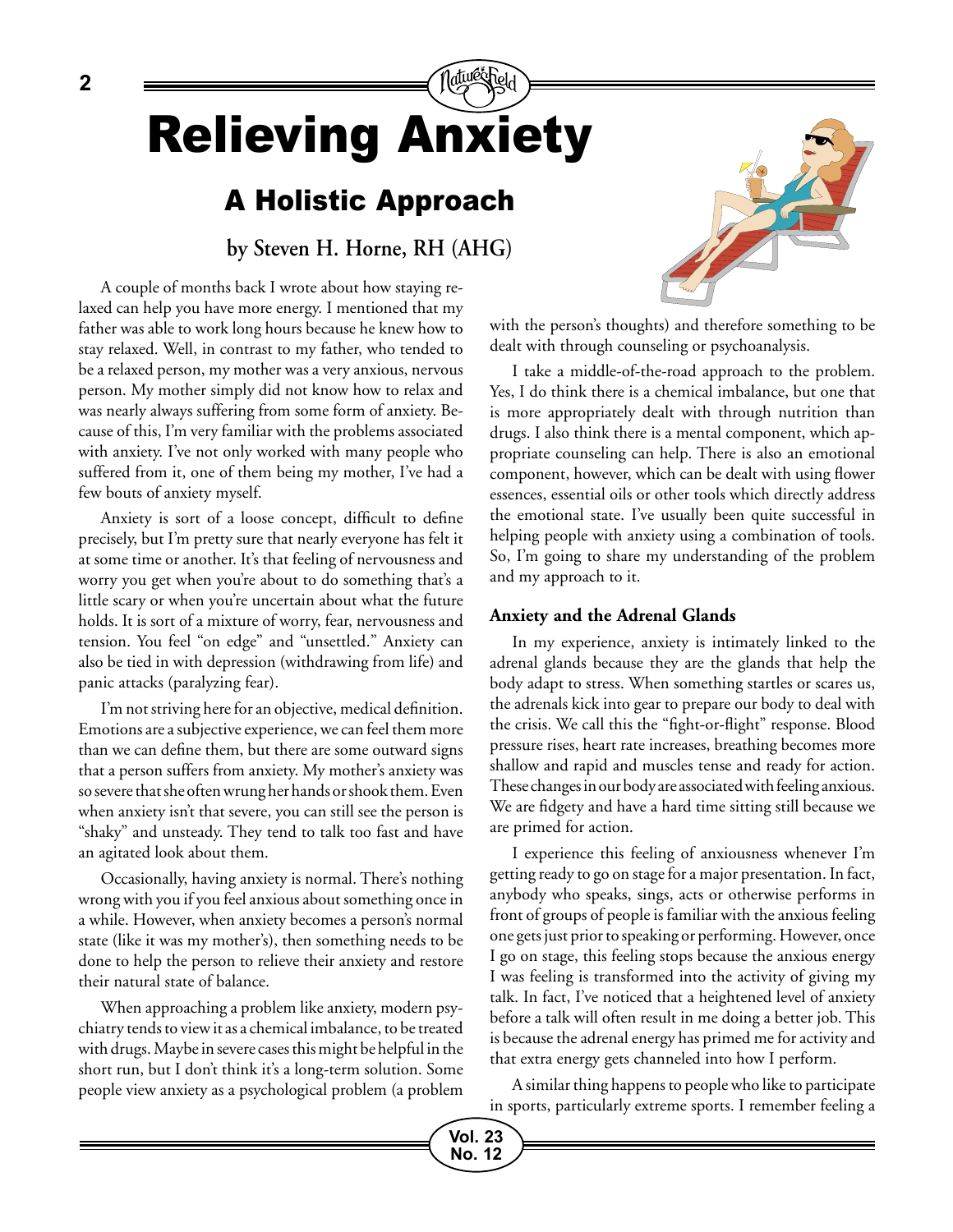# Relieving Anxiety

## A Holistic Approach

**by Steven H. Horne, RH (AHG)**

A couple of months back I wrote about how staying relaxed can help you have more energy. I mentioned that my father was able to work long hours because he knew how to stay relaxed. Well, in contrast to my father, who tended to be a relaxed person, my mother was a very anxious, nervous person. My mother simply did not know how to relax and was nearly always suffering from some form of anxiety. Because of this, I'm very familiar with the problems associated with anxiety. I've not only worked with many people who suffered from it, one of them being my mother, I've had a few bouts of anxiety myself.

Anxiety is sort of a loose concept, difficult to define precisely, but I'm pretty sure that nearly everyone has felt it at some time or another. It's that feeling of nervousness and worry you get when you're about to do something that's a little scary or when you're uncertain about what the future holds. It is sort of a mixture of worry, fear, nervousness and tension. You feel "on edge" and "unsettled." Anxiety can also be tied in with depression (withdrawing from life) and panic attacks (paralyzing fear).

I'm not striving here for an objective, medical definition. Emotions are a subjective experience, we can feel them more than we can define them, but there are some outward signs that a person suffers from anxiety. My mother's anxiety was so severe that she often wrung her hands or shook them. Even when anxiety isn't that severe, you can still see the person is "shaky" and unsteady. They tend to talk too fast and have an agitated look about them.

Occasionally, having anxiety is normal. There's nothing wrong with you if you feel anxious about something once in a while. However, when anxiety becomes a person's normal state (like it was my mother's), then something needs to be done to help the person to relieve their anxiety and restore their natural state of balance.

When approaching a problem like anxiety, modern psychiatry tends to view it as a chemical imbalance, to be treated with drugs. Maybe in severe cases this might be helpful in the short run, but I don't think it's a long-term solution. Some people view anxiety as a psychological problem (a problem with the person's thoughts) and therefore something to be dealt with through counseling or psychoanalysis.

I take a middle-of-the-road approach to the problem. Yes, I do think there is a chemical imbalance, but one that is more appropriately dealt with through nutrition than drugs. I also think there is a mental component, which appropriate counseling can help. There is also an emotional component, however, which can be dealt with using flower essences, essential oils or other tools which directly address the emotional state. I've usually been quite successful in helping people with anxiety using a combination of tools. So, I'm going to share my understanding of the problem and my approach to it.

### Anxiety and the Adrenal Glands

In my experience, anxiety is intimately linked to the adrenal glands because they are the glands that help the body adapt to stress. When something startles or scares us, the adrenals kick into gear to prepare our body to deal with the crisis. We call this the "fight-or-flight" response. Blood pressure rises, heart rate increases, breathing becomes more shallow and rapid and muscles tense and ready for action. These changes in our body are associated with feeling anxious. We are fidgety and have a hard time sitting still because we are primed for action.

I experience this feeling of anxiousness whenever I'm getting ready to go on stage for a major presentation. In fact, anybody who speaks, sings, acts or otherwise performs in front of groups of people is familiar with the anxious feeling one gets just prior to speaking or performing. However, once I go on stage, this feeling stops because the anxious energy I was feeling is transformed into the activity of giving my talk. In fact, I've noticed that a heightened level of anxiety before a talk will often result in me doing a better job. This is because the adrenal energy has primed me for activity and that extra energy gets channeled into how I perform.

A similar thing happens to people who like to participate in sports, particularly extreme sports. I remember feeling a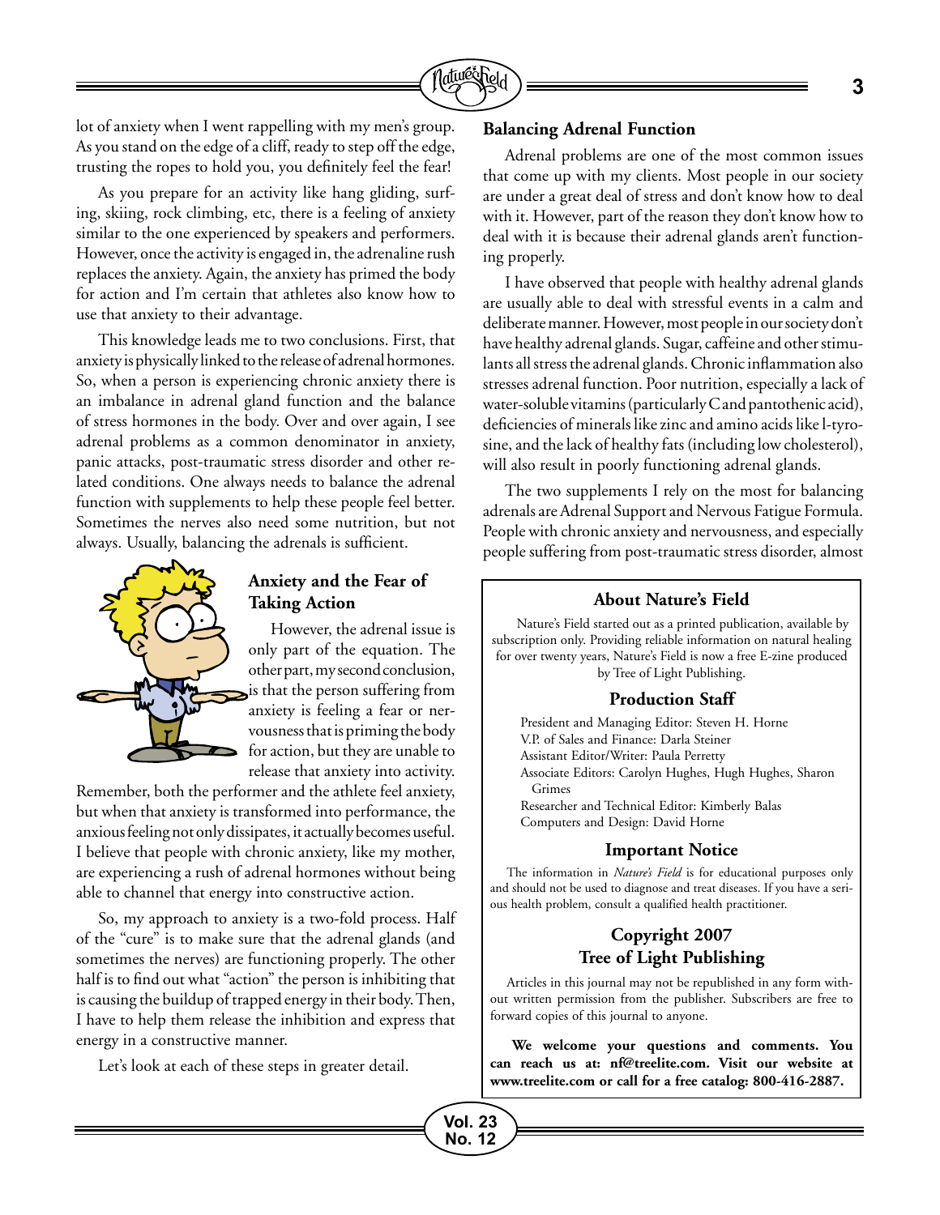lot of anxiety when I went rappelling with my men's group. As you stand on the edge of a cliff, ready to step off the edge, trusting the ropes to hold you, you definitely feel the fear!

As you prepare for an activity like hang gliding, surfing, skiing, rock climbing, etc, there is a feeling of anxiety similar to the one experienced by speakers and performers. However, once the activity is engaged in, the adrenaline rush replaces the anxiety. Again, the anxiety has primed the body for action and I'm certain that athletes also know how to use that anxiety to their advantage.

This knowledge leads me to two conclusions. First, that anxiety is physically linked to the release of adrenal hormones. So, when a person is experiencing chronic anxiety there is an imbalance in adrenal gland function and the balance of stress hormones in the body. Over and over again, I see adrenal problems as a common denominator in anxiety, panic attacks, post-traumatic stress disorder and other related conditions. One always needs to balance the adrenal function with supplements to help these people feel better. Sometimes the nerves also need some nutrition, but not always. Usually, balancing the adrenals is sufficient.

### Anxiety and the Fear of Taking Action

However, the adrenal issue is only part of the equation. The other part, my second conclusion, is that the person suffering from anxiety is feeling a fear or nervousness that is priming the body for action, but they are unable to release that anxiety into activity. Remember, both the performer and the athlete feel anxiety, but when that anxiety is transformed into performance, the anxious feeling not only dissipates, it actually becomes useful. I believe that people with chronic anxiety, like my mother, are experiencing a rush of adrenal hormones without being able to channel that energy into constructive action.

So, my approach to anxiety is a two-fold process. Half of the "cure" is to make sure that the adrenal glands (and sometimes the nerves) are functioning properly. The other half is to find out what "action" the person is inhibiting that is causing the buildup of trapped energy in their body. Then, I have to help them release the inhibition and express that energy in a constructive manner.

Let's look at each of these steps in greater detail.

### Balancing Adrenal Function

Adrenal problems are one of the most common issues that come up with my clients. Most people in our society are under a great deal of stress and don't know how to deal with it. However, part of the reason they don't know how to deal with it is because their adrenal glands aren't functioning properly.

I have observed that people with healthy adrenal glands are usually able to deal with stressful events in a calm and deliberate manner. However, most people in our society don't have healthy adrenal glands. Sugar, caffeine and other stimulants all stress the adrenal glands. Chronic inflammation also stresses adrenal function. Poor nutrition, especially a lack of water-soluble vitamins (particularly C and pantothenic acid), deficiencies of minerals like zinc and amino acids like l-tyrosine, and the lack of healthy fats (including low cholesterol), will also result in poorly functioning adrenal glands.

The two supplements I rely on the most for balancing adrenals are Adrenal Support and Nervous Fatigue Formula. People with chronic anxiety and nervousness, and especially people suffering from post-traumatic stress disorder, almost

---

### About Nature's Field

Nature's Field started out as a printed publication, available by subscription only. Providing reliable information on natural healing for over twenty years, Nature's Field is now a free E-zine produced by Tree of Light Publishing.

### Production Staff

President and Managing Editor: Steven H. Horne
V.P. of Sales and Finance: Darla Steiner
Assistant Editor/Writer: Paula Perretty
Associate Editors: Carolyn Hughes, Hugh Hughes, Sharon Grimes
Researcher and Technical Editor: Kimberly Balas
Computers and Design: David Horne

### Important Notice

The information in *Nature's Field* is for educational purposes only and should not be used to diagnose and treat diseases. If you have a serious health problem, consult a qualified health practitioner.

### Copyright 2007 Tree of Light Publishing

Articles in this journal may not be republished in any form without written permission from the publisher. Subscribers are free to forward copies of this journal to anyone.

**We welcome your questions and comments. You can reach us at: nf@treelite.com. Visit our website at www.treelite.com or call for a free catalog: 800-416-2887.**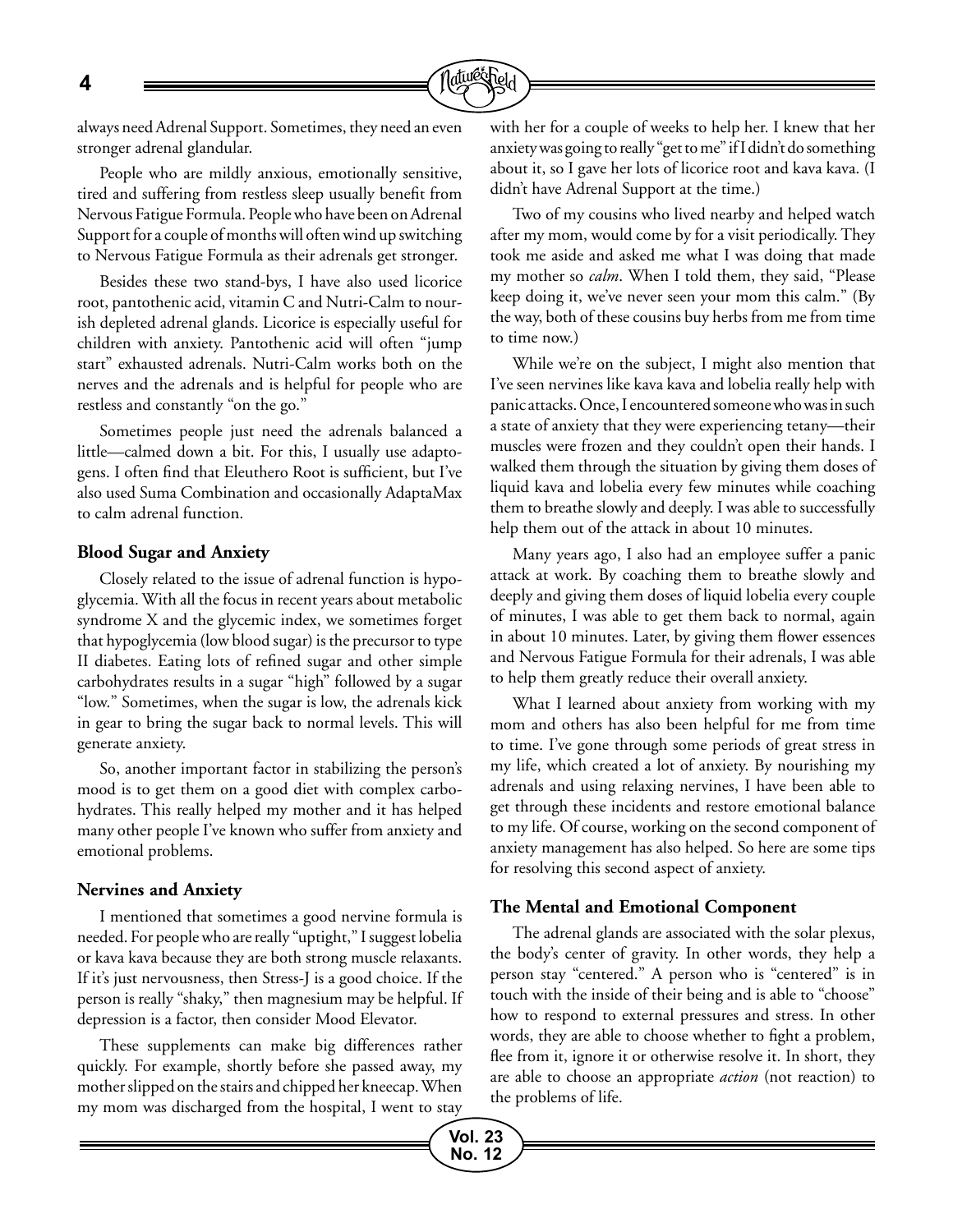always need Adrenal Support. Sometimes, they need an even stronger adrenal glandular.

People who are mildly anxious, emotionally sensitive, tired and suffering from restless sleep usually benefit from Nervous Fatigue Formula. People who have been on Adrenal Support for a couple of months will often wind up switching to Nervous Fatigue Formula as their adrenals get stronger.

Besides these two stand-bys, I have also used licorice root, pantothenic acid, vitamin C and Nutri-Calm to nourish depleted adrenal glands. Licorice is especially useful for children with anxiety. Pantothenic acid will often "jump start" exhausted adrenals. Nutri-Calm works both on the nerves and the adrenals and is helpful for people who are restless and constantly "on the go."

Sometimes people just need the adrenals balanced a little—calmed down a bit. For this, I usually use adaptogens. I often find that Eleuthero Root is sufficient, but I've also used Suma Combination and occasionally AdaptaMax to calm adrenal function.

### Blood Sugar and Anxiety

Closely related to the issue of adrenal function is hypoglycemia. With all the focus in recent years about metabolic syndrome X and the glycemic index, we sometimes forget that hypoglycemia (low blood sugar) is the precursor to type II diabetes. Eating lots of refined sugar and other simple carbohydrates results in a sugar "high" followed by a sugar "low." Sometimes, when the sugar is low, the adrenals kick in gear to bring the sugar back to normal levels. This will generate anxiety.

So, another important factor in stabilizing the person's mood is to get them on a good diet with complex carbohydrates. This really helped my mother and it has helped many other people I've known who suffer from anxiety and emotional problems.

### Nervines and Anxiety

I mentioned that sometimes a good nervine formula is needed. For people who are really "uptight," I suggest lobelia or kava kava because they are both strong muscle relaxants. If it's just nervousness, then Stress-J is a good choice. If the person is really "shaky," then magnesium may be helpful. If depression is a factor, then consider Mood Elevator.

These supplements can make big differences rather quickly. For example, shortly before she passed away, my mother slipped on the stairs and chipped her kneecap. When my mom was discharged from the hospital, I went to stay with her for a couple of weeks to help her. I knew that her anxiety was going to really "get to me" if I didn't do something about it, so I gave her lots of licorice root and kava kava. (I didn't have Adrenal Support at the time.)

Two of my cousins who lived nearby and helped watch after my mom, would come by for a visit periodically. They took me aside and asked me what I was doing that made my mother so *calm*. When I told them, they said, "Please keep doing it, we've never seen your mom this calm." (By the way, both of these cousins buy herbs from me from time to time now.)

While we're on the subject, I might also mention that I've seen nervines like kava kava and lobelia really help with panic attacks. Once, I encountered someone who was in such a state of anxiety that they were experiencing tetany—their muscles were frozen and they couldn't open their hands. I walked them through the situation by giving them doses of liquid kava and lobelia every few minutes while coaching them to breathe slowly and deeply. I was able to successfully help them out of the attack in about 10 minutes.

Many years ago, I also had an employee suffer a panic attack at work. By coaching them to breathe slowly and deeply and giving them doses of liquid lobelia every couple of minutes, I was able to get them back to normal, again in about 10 minutes. Later, by giving them flower essences and Nervous Fatigue Formula for their adrenals, I was able to help them greatly reduce their overall anxiety.

What I learned about anxiety from working with my mom and others has also been helpful for me from time to time. I've gone through some periods of great stress in my life, which created a lot of anxiety. By nourishing my adrenals and using relaxing nervines, I have been able to get through these incidents and restore emotional balance to my life. Of course, working on the second component of anxiety management has also helped. So here are some tips for resolving this second aspect of anxiety.

### The Mental and Emotional Component

The adrenal glands are associated with the solar plexus, the body's center of gravity. In other words, they help a person stay "centered." A person who is "centered" is in touch with the inside of their being and is able to "choose" how to respond to external pressures and stress. In other words, they are able to choose whether to fight a problem, flee from it, ignore it or otherwise resolve it. In short, they are able to choose an appropriate *action* (not reaction) to the problems of life.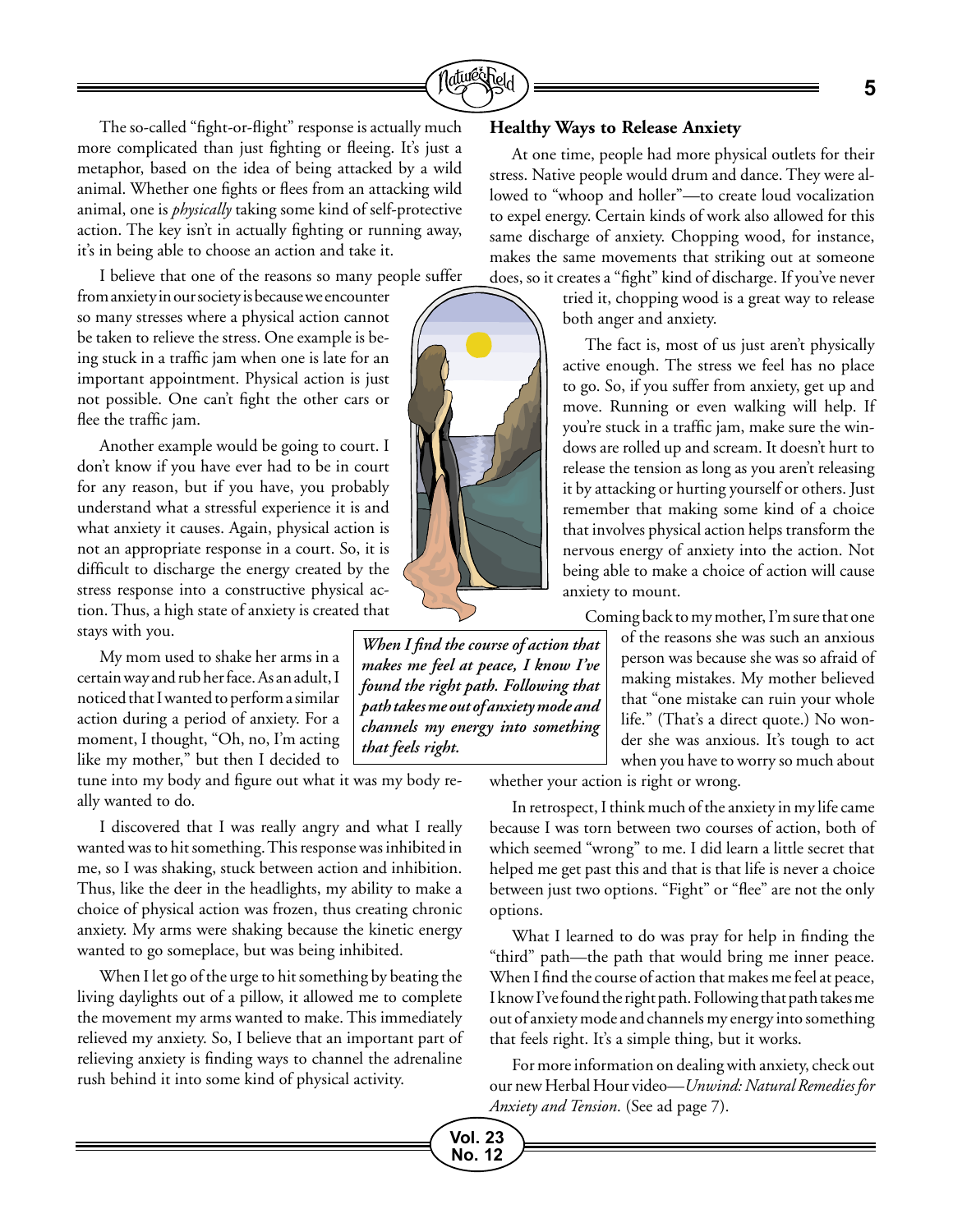The so-called "fight-or-flight" response is actually much more complicated than just fighting or fleeing. It's just a metaphor, based on the idea of being attacked by a wild animal. Whether one fights or flees from an attacking wild animal, one is *physically* taking some kind of self-protective action. The key isn't in actually fighting or running away, it's in being able to choose an action and take it.

I believe that one of the reasons so many people suffer from anxiety in our society is because we encounter so many stresses where a physical action cannot be taken to relieve the stress. One example is being stuck in a traffic jam when one is late for an important appointment. Physical action is just not possible. One can't fight the other cars or flee the traffic jam.

Another example would be going to court. I don't know if you have ever had to be in court for any reason, but if you have, you probably understand what a stressful experience it is and what anxiety it causes. Again, physical action is not an appropriate response in a court. So, it is difficult to discharge the energy created by the stress response into a constructive physical action. Thus, a high state of anxiety is created that stays with you.

My mom used to shake her arms in a certain way and rub her face. As an adult, I noticed that I wanted to perform a similar action during a period of anxiety. For a moment, I thought, "Oh, no, I'm acting like my mother," but then I decided to tune into my body and figure out what it was my body really wanted to do.

I discovered that I was really angry and what I really wanted was to hit something. This response was inhibited in me, so I was shaking, stuck between action and inhibition. Thus, like the deer in the headlights, my ability to make a choice of physical action was frozen, thus creating chronic anxiety. My arms were shaking because the kinetic energy wanted to go someplace, but was being inhibited.

When I let go of the urge to hit something by beating the living daylights out of a pillow, it allowed me to complete the movement my arms wanted to make. This immediately relieved my anxiety. So, I believe that an important part of relieving anxiety is finding ways to channel the adrenaline rush behind it into some kind of physical activity.

***When I find the course of action that makes me feel at peace, I know I've found the right path. Following that path takes me out of anxiety mode and channels my energy into something that feels right.***

## Healthy Ways to Release Anxiety

At one time, people had more physical outlets for their stress. Native people would drum and dance. They were allowed to "whoop and holler"—to create loud vocalization to expel energy. Certain kinds of work also allowed for this same discharge of anxiety. Chopping wood, for instance, makes the same movements that striking out at someone does, so it creates a "fight" kind of discharge. If you've never tried it, chopping wood is a great way to release both anger and anxiety.

The fact is, most of us just aren't physically active enough. The stress we feel has no place to go. So, if you suffer from anxiety, get up and move. Running or even walking will help. If you're stuck in a traffic jam, make sure the windows are rolled up and scream. It doesn't hurt to release the tension as long as you aren't releasing it by attacking or hurting yourself or others. Just remember that making some kind of a choice that involves physical action helps transform the nervous energy of anxiety into the action. Not being able to make a choice of action will cause anxiety to mount.

Coming back to my mother, I'm sure that one of the reasons she was such an anxious person was because she was so afraid of making mistakes. My mother believed that "one mistake can ruin your whole life." (That's a direct quote.) No wonder she was anxious. It's tough to act when you have to worry so much about whether your action is right or wrong.

In retrospect, I think much of the anxiety in my life came because I was torn between two courses of action, both of which seemed "wrong" to me. I did learn a little secret that helped me get past this and that is that life is never a choice between just two options. "Fight" or "flee" are not the only options.

What I learned to do was pray for help in finding the "third" path—the path that would bring me inner peace. When I find the course of action that makes me feel at peace, I know I've found the right path. Following that path takes me out of anxiety mode and channels my energy into something that feels right. It's a simple thing, but it works.

For more information on dealing with anxiety, check out our new Herbal Hour video—*Unwind: Natural Remedies for Anxiety and Tension*. (See ad page 7).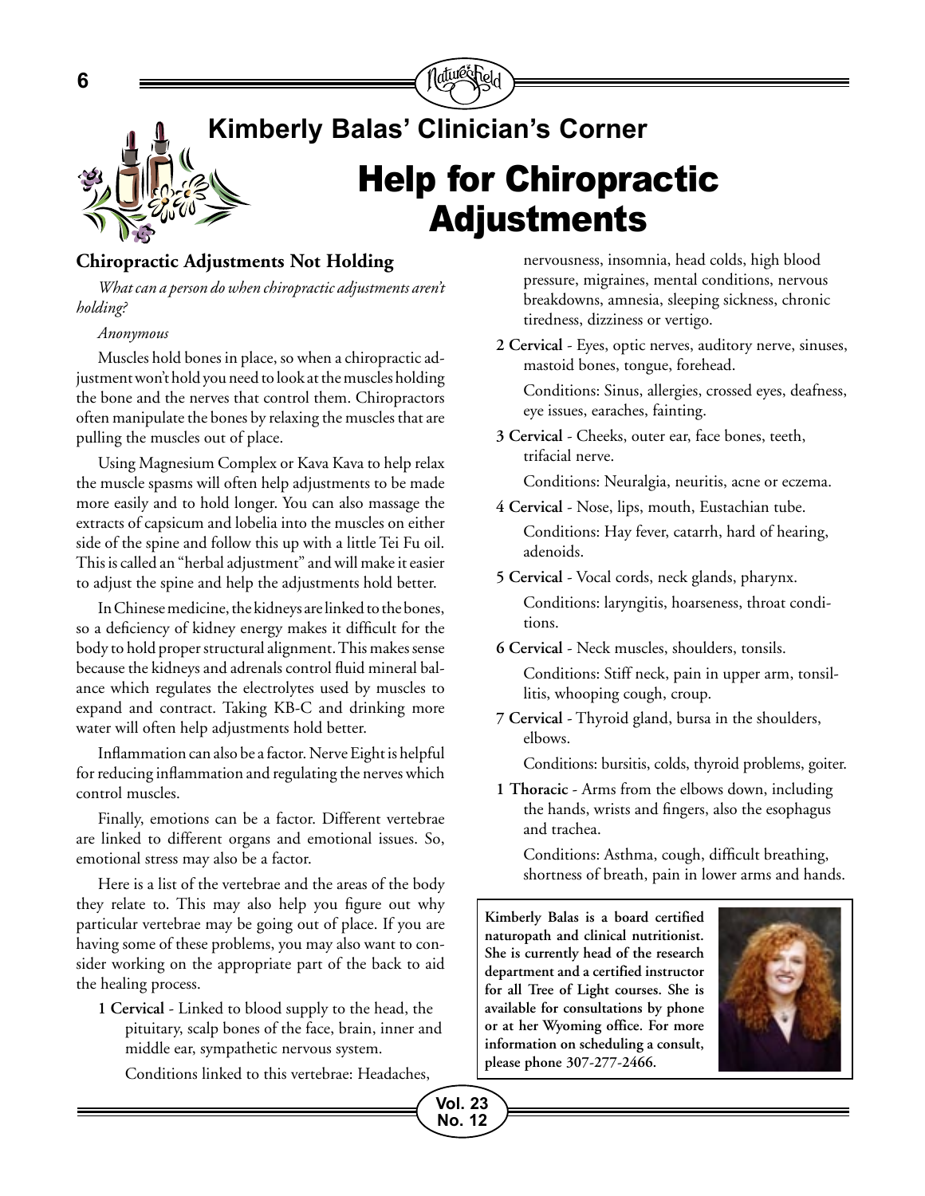## Kimberly Balas' Clinician's Corner

# Help for Chiropractic Adjustments

### Chiropractic Adjustments Not Holding

*What can a person do when chiropractic adjustments aren't holding?*

*Anonymous*

Muscles hold bones in place, so when a chiropractic adjustment won't hold you need to look at the muscles holding the bone and the nerves that control them. Chiropractors often manipulate the bones by relaxing the muscles that are pulling the muscles out of place.

Using Magnesium Complex or Kava Kava to help relax the muscle spasms will often help adjustments to be made more easily and to hold longer. You can also massage the extracts of capsicum and lobelia into the muscles on either side of the spine and follow this up with a little Tei Fu oil. This is called an "herbal adjustment" and will make it easier to adjust the spine and help the adjustments hold better.

In Chinese medicine, the kidneys are linked to the bones, so a deficiency of kidney energy makes it difficult for the body to hold proper structural alignment. This makes sense because the kidneys and adrenals control fluid mineral balance which regulates the electrolytes used by muscles to expand and contract. Taking KB-C and drinking more water will often help adjustments hold better.

Inflammation can also be a factor. Nerve Eight is helpful for reducing inflammation and regulating the nerves which control muscles.

Finally, emotions can be a factor. Different vertebrae are linked to different organs and emotional issues. So, emotional stress may also be a factor.

Here is a list of the vertebrae and the areas of the body they relate to. This may also help you figure out why particular vertebrae may be going out of place. If you are having some of these problems, you may also want to consider working on the appropriate part of the back to aid the healing process.

**1 Cervical** - Linked to blood supply to the head, the pituitary, scalp bones of the face, brain, inner and middle ear, sympathetic nervous system.

Conditions linked to this vertebrae: Headaches, nervousness, insomnia, head colds, high blood pressure, migraines, mental conditions, nervous breakdowns, amnesia, sleeping sickness, chronic tiredness, dizziness or vertigo.

**2 Cervical** - Eyes, optic nerves, auditory nerve, sinuses, mastoid bones, tongue, forehead.

Conditions: Sinus, allergies, crossed eyes, deafness, eye issues, earaches, fainting.

**3 Cervical** - Cheeks, outer ear, face bones, teeth, trifacial nerve.

Conditions: Neuralgia, neuritis, acne or eczema.

**4 Cervical** - Nose, lips, mouth, Eustachian tube.

Conditions: Hay fever, catarrh, hard of hearing, adenoids.

**5 Cervical** - Vocal cords, neck glands, pharynx.

Conditions: laryngitis, hoarseness, throat conditions.

**6 Cervical** - Neck muscles, shoulders, tonsils.

Conditions: Stiff neck, pain in upper arm, tonsillitis, whooping cough, croup.

**7 Cervical** - Thyroid gland, bursa in the shoulders, elbows.

Conditions: bursitis, colds, thyroid problems, goiter.

**1 Thoracic** - Arms from the elbows down, including the hands, wrists and fingers, also the esophagus and trachea.

Conditions: Asthma, cough, difficult breathing, shortness of breath, pain in lower arms and hands.

**Kimberly Balas is a board certified naturopath and clinical nutritionist. She is currently head of the research department and a certified instructor for all Tree of Light courses. She is available for consultations by phone or at her Wyoming office. For more information on scheduling a consult, please phone 307-277-2466.**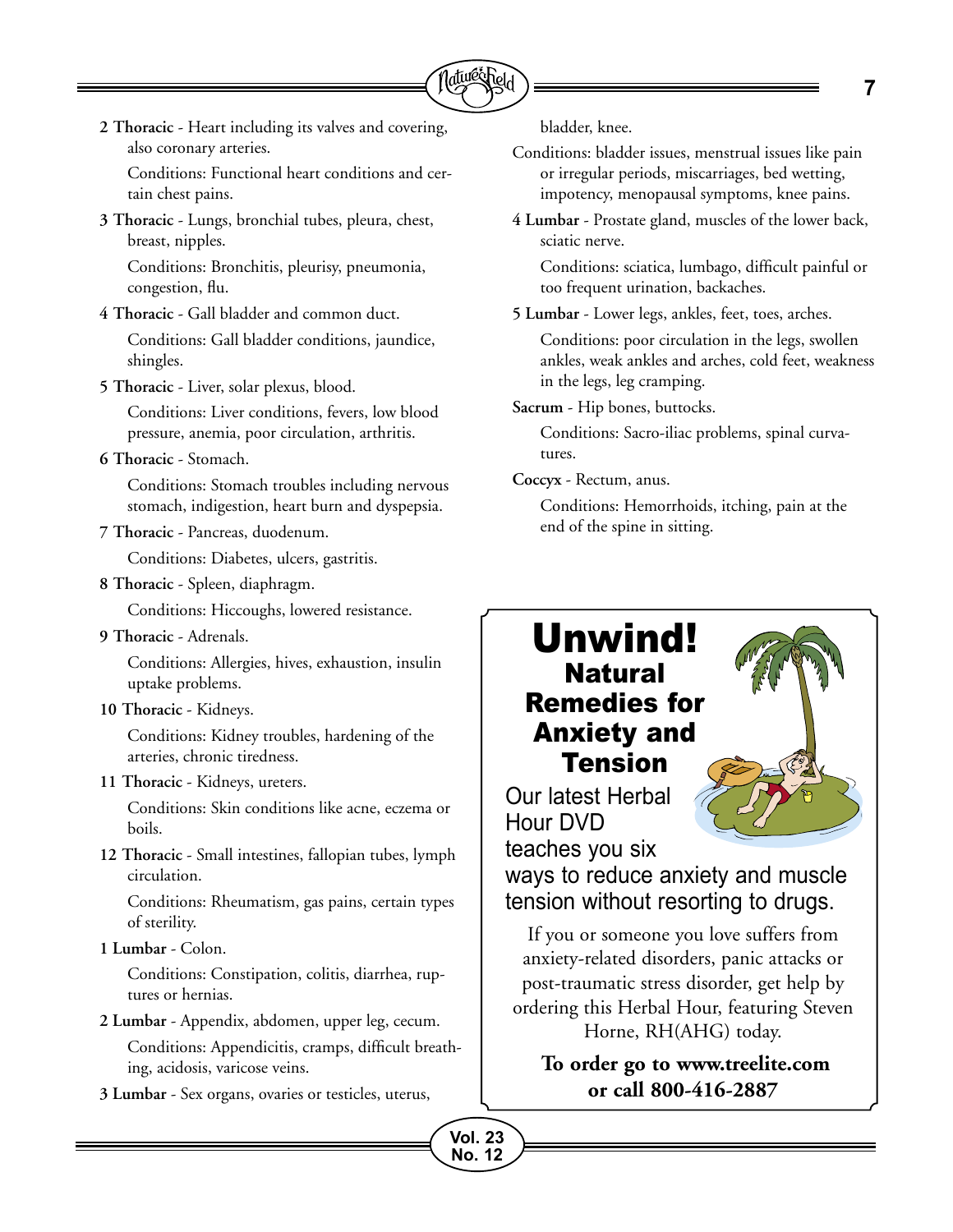**2 Thoracic** - Heart including its valves and covering, also coronary arteries.

Conditions: Functional heart conditions and certain chest pains.

**3 Thoracic** - Lungs, bronchial tubes, pleura, chest, breast, nipples.

Conditions: Bronchitis, pleurisy, pneumonia, congestion, flu.

**4 Thoracic** - Gall bladder and common duct.

Conditions: Gall bladder conditions, jaundice, shingles.

**5 Thoracic** - Liver, solar plexus, blood.

Conditions: Liver conditions, fevers, low blood pressure, anemia, poor circulation, arthritis.

**6 Thoracic** - Stomach.

Conditions: Stomach troubles including nervous stomach, indigestion, heart burn and dyspepsia.

**7 Thoracic** - Pancreas, duodenum.

Conditions: Diabetes, ulcers, gastritis.

**8 Thoracic** - Spleen, diaphragm.

Conditions: Hiccoughs, lowered resistance.

**9 Thoracic** - Adrenals.

Conditions: Allergies, hives, exhaustion, insulin uptake problems.

**10 Thoracic** - Kidneys.

Conditions: Kidney troubles, hardening of the arteries, chronic tiredness.

**11 Thoracic** - Kidneys, ureters.

Conditions: Skin conditions like acne, eczema or boils.

**12 Thoracic** - Small intestines, fallopian tubes, lymph circulation.

Conditions: Rheumatism, gas pains, certain types of sterility.

**1 Lumbar** - Colon.

Conditions: Constipation, colitis, diarrhea, ruptures or hernias.

**2 Lumbar** - Appendix, abdomen, upper leg, cecum.

Conditions: Appendicitis, cramps, difficult breathing, acidosis, varicose veins.

**3 Lumbar** - Sex organs, ovaries or testicles, uterus, bladder, knee.

Conditions: bladder issues, menstrual issues like pain or irregular periods, miscarriages, bed wetting, impotency, menopausal symptoms, knee pains.

**4 Lumbar** - Prostate gland, muscles of the lower back, sciatic nerve.

Conditions: sciatica, lumbago, difficult painful or too frequent urination, backaches.

**5 Lumbar** - Lower legs, ankles, feet, toes, arches.

Conditions: poor circulation in the legs, swollen ankles, weak ankles and arches, cold feet, weakness in the legs, leg cramping.

**Sacrum** - Hip bones, buttocks.

Conditions: Sacro-iliac problems, spinal curvatures.

**Coccyx** - Rectum, anus.

Conditions: Hemorrhoids, itching, pain at the end of the spine in sitting.

# Unwind!

## Natural Remedies for Anxiety and Tension

Our latest Herbal Hour DVD teaches you six ways to reduce anxiety and muscle tension without resorting to drugs.

If you or someone you love suffers from anxiety-related disorders, panic attacks or post-traumatic stress disorder, get help by ordering this Herbal Hour, featuring Steven Horne, RH(AHG) today.

**To order go to www.treelite.com or call 800-416-2887**